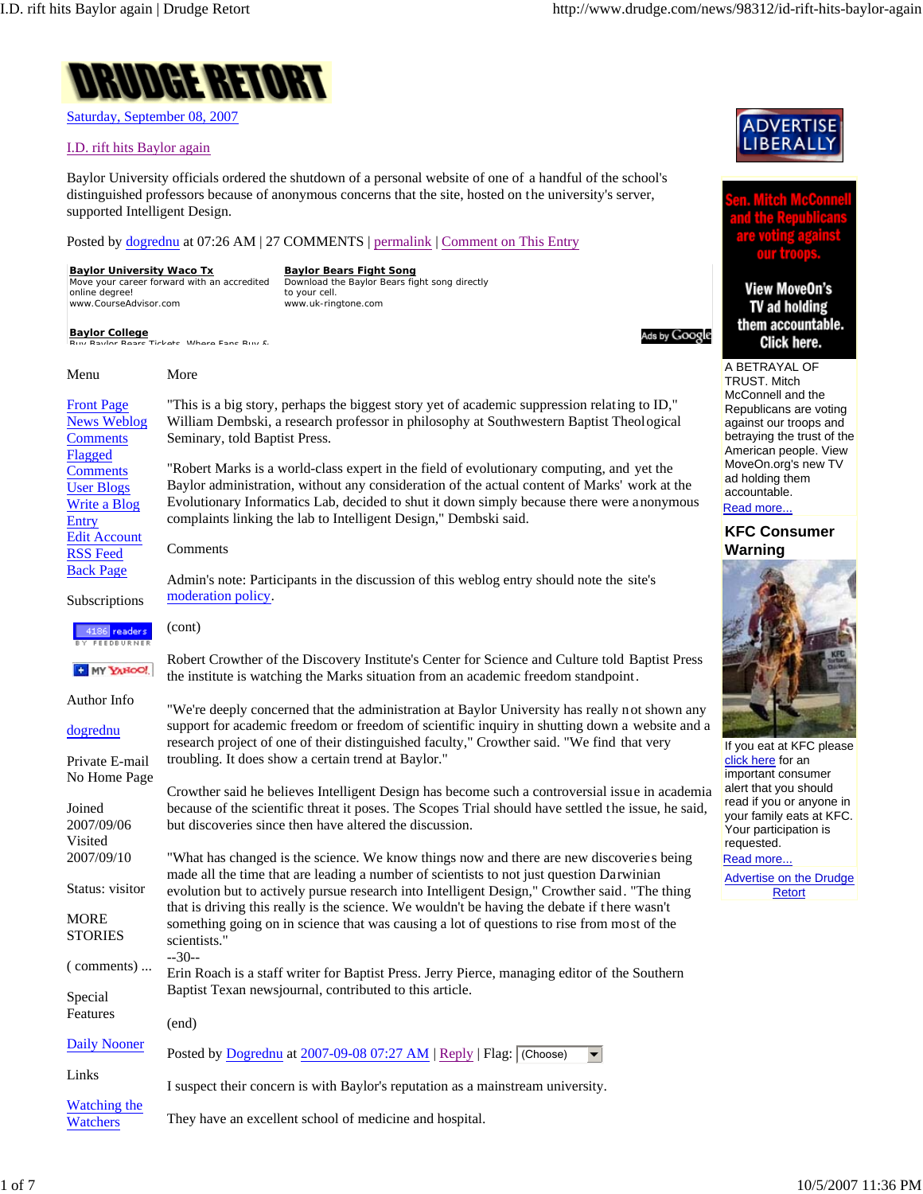# DRUDGE RETORT

Saturday, September 08, 2007

## I.D. rift hits Baylor again

Baylor University officials ordered the shutdown of a personal website of one of a handful of the school's distinguished professors because of anonymous concerns that the site, hosted on the university's server, supported Intelligent Design.

Posted by dogrednu at 07:26 AM | 27 COMMENTS | permalink | Comment on This Entry

**Baylor University Waco Tx**
Move your career forward with an accredited online degree!
www.CourseAdvisor.com

**Baylor Bears Fight Song**
Download the Baylor Bears fight song directly to your cell.
www.uk-ringtone.com

**Baylor College**

Ads by Google

Menu

- Front Page
- News Weblog
- Comments
- Flagged Comments
- User Blogs
- Write a Blog Entry
- Edit Account
- RSS Feed
- Back Page

Subscriptions

4186 readers BY FEEDBURNER

MY YAHOO!

Author Info

dogrednu

Private E-mail
No Home Page

Joined 2007/09/06
Visited 2007/09/10

Status: visitor

MORE STORIES

( comments) ...

Special Features

Daily Nooner

Links

Watching the Watchers

More

"This is a big story, perhaps the biggest story yet of academic suppression relating to ID," William Dembski, a research professor in philosophy at Southwestern Baptist Theological Seminary, told Baptist Press.

"Robert Marks is a world-class expert in the field of evolutionary computing, and yet the Baylor administration, without any consideration of the actual content of Marks' work at the Evolutionary Informatics Lab, decided to shut it down simply because there were anonymous complaints linking the lab to Intelligent Design," Dembski said.

Comments

Admin's note: Participants in the discussion of this weblog entry should note the site's moderation policy.

(cont)

Robert Crowther of the Discovery Institute's Center for Science and Culture told Baptist Press the institute is watching the Marks situation from an academic freedom standpoint.

"We're deeply concerned that the administration at Baylor University has really not shown any support for academic freedom or freedom of scientific inquiry in shutting down a website and a research project of one of their distinguished faculty," Crowther said. "We find that very troubling. It does show a certain trend at Baylor."

Crowther said he believes Intelligent Design has become such a controversial issue in academia because of the scientific threat it poses. The Scopes Trial should have settled the issue, he said, but discoveries since then have altered the discussion.

"What has changed is the science. We know things now and there are new discoveries being made all the time that are leading a number of scientists to not just question Darwinian evolution but to actively pursue research into Intelligent Design," Crowther said. "The thing that is driving this really is the science. We wouldn't be having the debate if there wasn't something going on in science that was causing a lot of questions to rise from most of the scientists."

--30--

Erin Roach is a staff writer for Baptist Press. Jerry Pierce, managing editor of the Southern Baptist Texan newsjournal, contributed to this article.

(end)

Posted by Dogrednu at 2007-09-08 07:27 AM | Reply | Flag: (Choose)

I suspect their concern is with Baylor's reputation as a mainstream university.

They have an excellent school of medicine and hospital.

ADVERTISE LIBERALLY

Sen. Mitch McConnell and the Republicans are voting against our troops. View MoveOn's TV ad holding them accountable. Click here.

A BETRAYAL OF TRUST. Mitch McConnell and the Republicans are voting against our troops and betraying the trust of the American people. View MoveOn.org's new TV ad holding them accountable.
Read more...

**KFC Consumer Warning**

If you eat at KFC please click here for an important consumer alert that you should read if you or anyone in your family eats at KFC. Your participation is requested.
Read more...

Advertise on the Drudge Retort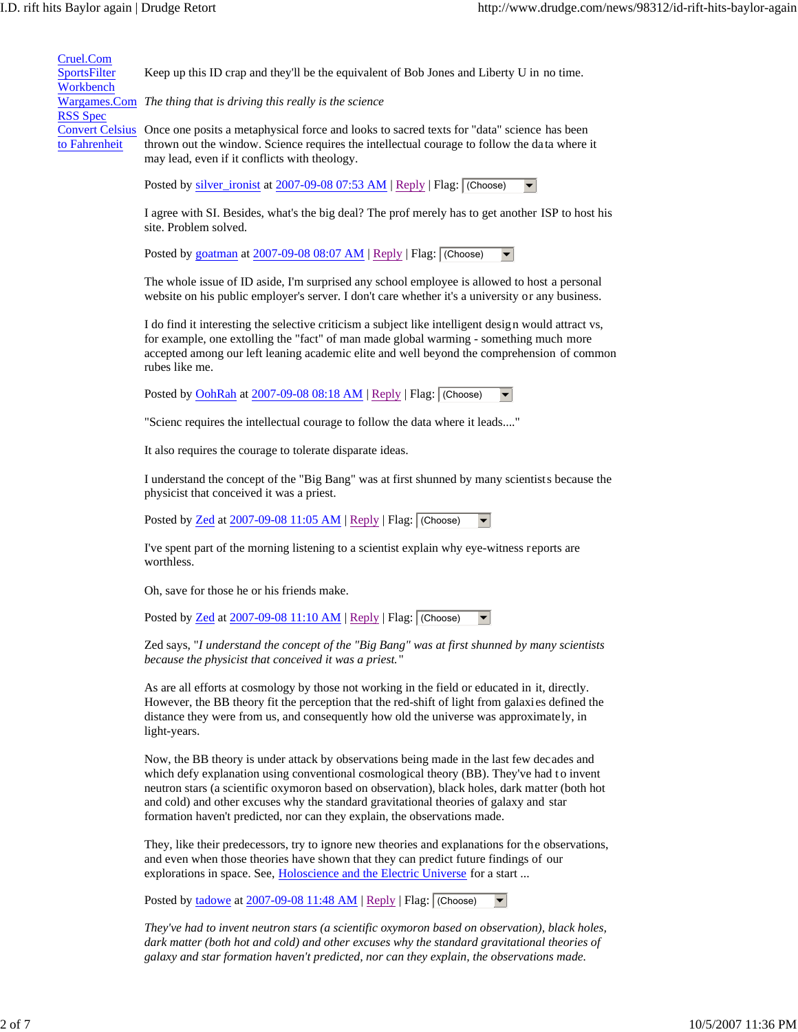Cruel.Com
SportsFilter
Workbench
Wargames.Com
RSS Spec
Convert Celsius to Fahrenheit

Keep up this ID crap and they'll be the equivalent of Bob Jones and Liberty U in no time.

*The thing that is driving this really is the science*

Once one posits a metaphysical force and looks to sacred texts for "data" science has been thrown out the window. Science requires the intellectual courage to follow the data where it may lead, even if it conflicts with theology.

Posted by silver_ironist at 2007-09-08 07:53 AM | Reply | Flag: (Choose)

I agree with SI. Besides, what's the big deal? The prof merely has to get another ISP to host his site. Problem solved.

Posted by goatman at 2007-09-08 08:07 AM | Reply | Flag: (Choose)

The whole issue of ID aside, I'm surprised any school employee is allowed to host a personal website on his public employer's server. I don't care whether it's a university or any business.

I do find it interesting the selective criticism a subject like intelligent design would attract vs, for example, one extolling the "fact" of man made global warming - something much more accepted among our left leaning academic elite and well beyond the comprehension of common rubes like me.

Posted by OohRah at 2007-09-08 08:18 AM | Reply | Flag: (Choose)

"Scienc requires the intellectual courage to follow the data where it leads...."

It also requires the courage to tolerate disparate ideas.

I understand the concept of the "Big Bang" was at first shunned by many scientists because the physicist that conceived it was a priest.

Posted by Zed at 2007-09-08 11:05 AM | Reply | Flag: (Choose)

I've spent part of the morning listening to a scientist explain why eye-witness reports are worthless.

Oh, save for those he or his friends make.

Posted by Zed at 2007-09-08 11:10 AM | Reply | Flag: (Choose)

Zed says, "*I understand the concept of the "Big Bang" was at first shunned by many scientists because the physicist that conceived it was a priest.*"

As are all efforts at cosmology by those not working in the field or educated in it, directly. However, the BB theory fit the perception that the red-shift of light from galaxies defined the distance they were from us, and consequently how old the universe was approximately, in light-years.

Now, the BB theory is under attack by observations being made in the last few decades and which defy explanation using conventional cosmological theory (BB). They've had to invent neutron stars (a scientific oxymoron based on observation), black holes, dark matter (both hot and cold) and other excuses why the standard gravitational theories of galaxy and star formation haven't predicted, nor can they explain, the observations made.

They, like their predecessors, try to ignore new theories and explanations for the observations, and even when those theories have shown that they can predict future findings of our explorations in space. See, Holoscience and the Electric Universe for a start ...

Posted by tadowe at 2007-09-08 11:48 AM | Reply | Flag: (Choose)

*They've had to invent neutron stars (a scientific oxymoron based on observation), black holes, dark matter (both hot and cold) and other excuses why the standard gravitational theories of galaxy and star formation haven't predicted, nor can they explain, the observations made.*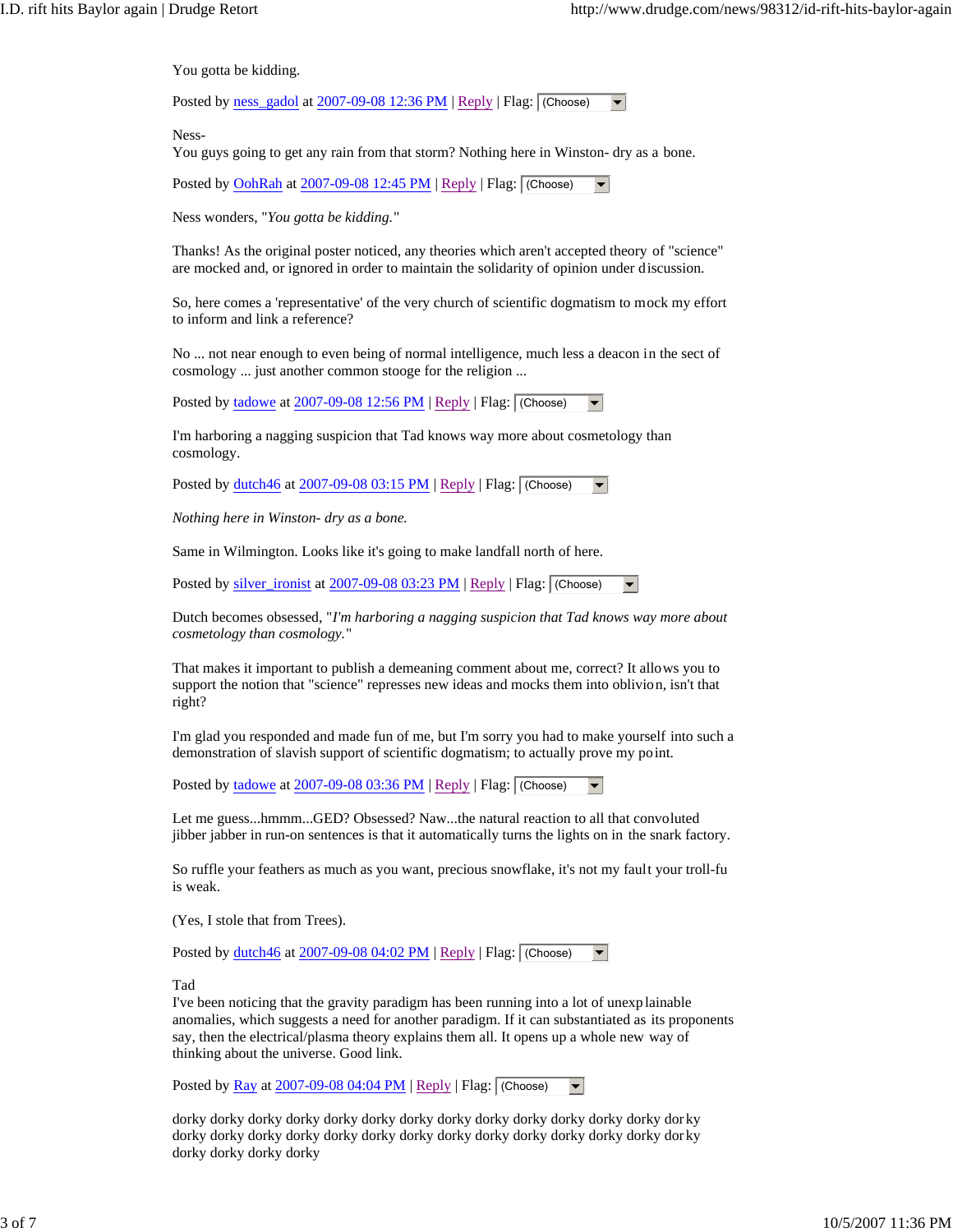You gotta be kidding.

Posted by ness_gadol at 2007-09-08 12:36 PM | Reply | Flag: (Choose)

Ness-
You guys going to get any rain from that storm? Nothing here in Winston- dry as a bone.

Posted by OohRah at 2007-09-08 12:45 PM | Reply | Flag: (Choose)

Ness wonders, "*You gotta be kidding.*"

Thanks! As the original poster noticed, any theories which aren't accepted theory of "science" are mocked and, or ignored in order to maintain the solidarity of opinion under discussion.

So, here comes a 'representative' of the very church of scientific dogmatism to mock my effort to inform and link a reference?

No ... not near enough to even being of normal intelligence, much less a deacon in the sect of cosmology ... just another common stooge for the religion ...

Posted by tadowe at 2007-09-08 12:56 PM | Reply | Flag: (Choose)

I'm harboring a nagging suspicion that Tad knows way more about cosmetology than cosmology.

Posted by dutch46 at 2007-09-08 03:15 PM | Reply | Flag: (Choose)

*Nothing here in Winston- dry as a bone.*

Same in Wilmington. Looks like it's going to make landfall north of here.

Posted by silver_ironist at 2007-09-08 03:23 PM | Reply | Flag: (Choose)

Dutch becomes obsessed, "*I'm harboring a nagging suspicion that Tad knows way more about cosmetology than cosmology.*"

That makes it important to publish a demeaning comment about me, correct? It allows you to support the notion that "science" represses new ideas and mocks them into oblivion, isn't that right?

I'm glad you responded and made fun of me, but I'm sorry you had to make yourself into such a demonstration of slavish support of scientific dogmatism; to actually prove my point.

Posted by tadowe at 2007-09-08 03:36 PM | Reply | Flag: (Choose)

Let me guess...hmmm...GED? Obsessed? Naw...the natural reaction to all that convoluted jibber jabber in run-on sentences is that it automatically turns the lights on in the snark factory.

So ruffle your feathers as much as you want, precious snowflake, it's not my fault your troll-fu is weak.

(Yes, I stole that from Trees).

Posted by dutch46 at 2007-09-08 04:02 PM | Reply | Flag: (Choose)

Tad
I've been noticing that the gravity paradigm has been running into a lot of unexplainable anomalies, which suggests a need for another paradigm. If it can substantiated as its proponents say, then the electrical/plasma theory explains them all. It opens up a whole new way of thinking about the universe. Good link.

Posted by Ray at 2007-09-08 04:04 PM | Reply | Flag: (Choose)

dorky dorky dorky dorky dorky dorky dorky dorky dorky dorky dorky dorky dorky dorky dorky dorky dorky dorky dorky dorky dorky dorky dorky dorky dorky dorky dorky dorky dorky dorky dorky dorky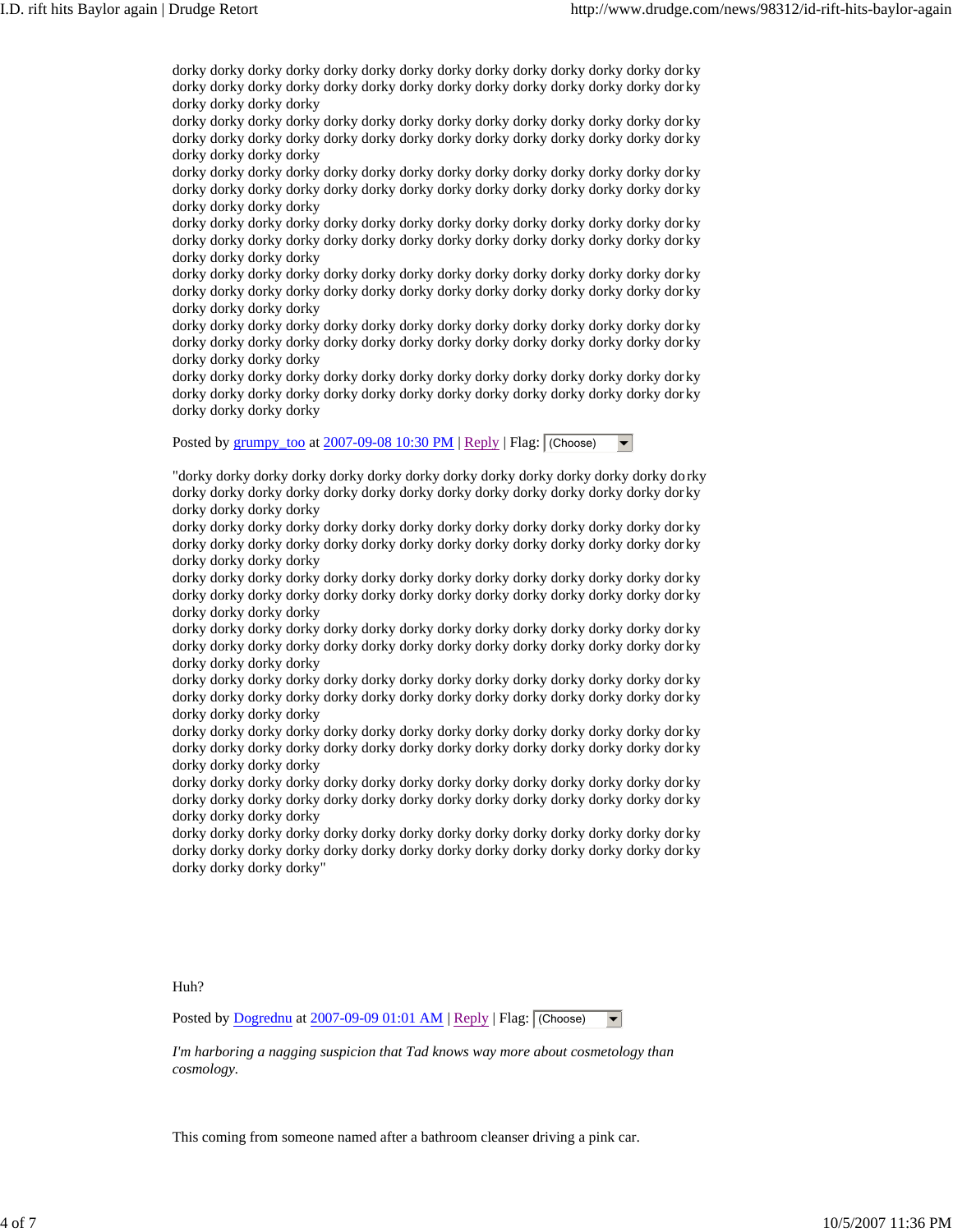dorky dorky dorky dorky dorky dorky dorky dorky dorky dorky dorky dorky dorky dorky dorky dorky dorky dorky dorky dorky dorky dorky dorky dorky dorky dorky dorky dorky dorky dorky dorky dorky
dorky dorky dorky dorky dorky dorky dorky dorky dorky dorky dorky dorky dorky dorky dorky dorky dorky dorky dorky dorky dorky dorky dorky dorky dorky dorky dorky dorky dorky dorky dorky dorky
dorky dorky dorky dorky dorky dorky dorky dorky dorky dorky dorky dorky dorky dorky dorky dorky dorky dorky dorky dorky dorky dorky dorky dorky dorky dorky dorky dorky dorky dorky dorky dorky
dorky dorky dorky dorky dorky dorky dorky dorky dorky dorky dorky dorky dorky dorky dorky dorky dorky dorky dorky dorky dorky dorky dorky dorky dorky dorky dorky dorky dorky dorky dorky dorky
dorky dorky dorky dorky dorky dorky dorky dorky dorky dorky dorky dorky dorky dorky dorky dorky dorky dorky dorky dorky dorky dorky dorky dorky dorky dorky dorky dorky dorky dorky dorky dorky
dorky dorky dorky dorky dorky dorky dorky dorky dorky dorky dorky dorky dorky dorky dorky dorky dorky dorky dorky dorky dorky dorky dorky dorky dorky dorky dorky dorky dorky dorky dorky dorky
dorky dorky dorky dorky dorky dorky dorky dorky dorky dorky dorky dorky dorky dorky dorky dorky dorky dorky dorky dorky dorky dorky dorky dorky dorky dorky dorky dorky dorky dorky dorky dorky

Posted by grumpy_too at 2007-09-08 10:30 PM | Reply | Flag: (Choose)

"dorky dorky dorky dorky dorky dorky dorky dorky dorky dorky dorky dorky dorky dorky dorky dorky dorky dorky dorky dorky dorky dorky dorky dorky dorky dorky dorky dorky dorky dorky dorky dorky
dorky dorky dorky dorky dorky dorky dorky dorky dorky dorky dorky dorky dorky dorky dorky dorky dorky dorky dorky dorky dorky dorky dorky dorky dorky dorky dorky dorky dorky dorky dorky dorky
dorky dorky dorky dorky dorky dorky dorky dorky dorky dorky dorky dorky dorky dorky dorky dorky dorky dorky dorky dorky dorky dorky dorky dorky dorky dorky dorky dorky dorky dorky dorky dorky
dorky dorky dorky dorky dorky dorky dorky dorky dorky dorky dorky dorky dorky dorky dorky dorky dorky dorky dorky dorky dorky dorky dorky dorky dorky dorky dorky dorky dorky dorky dorky dorky
dorky dorky dorky dorky dorky dorky dorky dorky dorky dorky dorky dorky dorky dorky dorky dorky dorky dorky dorky dorky dorky dorky dorky dorky dorky dorky dorky dorky dorky dorky dorky dorky
dorky dorky dorky dorky dorky dorky dorky dorky dorky dorky dorky dorky dorky dorky dorky dorky dorky dorky dorky dorky dorky dorky dorky dorky dorky dorky dorky dorky dorky dorky dorky dorky
dorky dorky dorky dorky dorky dorky dorky dorky dorky dorky dorky dorky dorky dorky dorky dorky dorky dorky dorky dorky dorky dorky dorky dorky dorky dorky dorky dorky dorky dorky dorky dorky
dorky dorky dorky dorky dorky dorky dorky dorky dorky dorky dorky dorky dorky dorky dorky dorky dorky dorky dorky dorky dorky dorky dorky dorky dorky dorky dorky dorky dorky dorky dorky dorky"

Huh?

Posted by Dogrednu at 2007-09-09 01:01 AM | Reply | Flag: (Choose)

*I'm harboring a nagging suspicion that Tad knows way more about cosmetology than cosmology.*

This coming from someone named after a bathroom cleanser driving a pink car.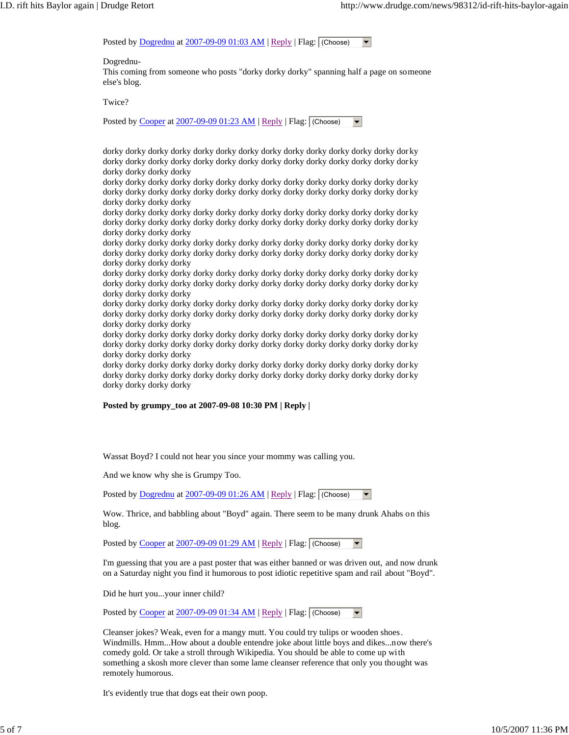Posted by Dogrednu at 2007-09-09 01:03 AM | Reply | Flag: (Choose)

Dogrednu-
This coming from someone who posts "dorky dorky dorky" spanning half a page on someone else's blog.

Twice?

Posted by Cooper at 2007-09-09 01:23 AM | Reply | Flag: (Choose)

dorky dorky dorky dorky dorky dorky dorky dorky dorky dorky dorky dorky dorky dorky
dorky dorky dorky dorky dorky dorky dorky dorky dorky dorky dorky dorky dorky dorky
dorky dorky dorky dorky
dorky dorky dorky dorky dorky dorky dorky dorky dorky dorky dorky dorky dorky dorky
dorky dorky dorky dorky dorky dorky dorky dorky dorky dorky dorky dorky dorky dorky
dorky dorky dorky dorky
dorky dorky dorky dorky dorky dorky dorky dorky dorky dorky dorky dorky dorky dorky
dorky dorky dorky dorky dorky dorky dorky dorky dorky dorky dorky dorky dorky dorky
dorky dorky dorky dorky
dorky dorky dorky dorky dorky dorky dorky dorky dorky dorky dorky dorky dorky dorky
dorky dorky dorky dorky dorky dorky dorky dorky dorky dorky dorky dorky dorky dorky
dorky dorky dorky dorky
dorky dorky dorky dorky dorky dorky dorky dorky dorky dorky dorky dorky dorky dorky
dorky dorky dorky dorky dorky dorky dorky dorky dorky dorky dorky dorky dorky dorky
dorky dorky dorky dorky
dorky dorky dorky dorky dorky dorky dorky dorky dorky dorky dorky dorky dorky dorky
dorky dorky dorky dorky dorky dorky dorky dorky dorky dorky dorky dorky dorky dorky
dorky dorky dorky dorky
dorky dorky dorky dorky dorky dorky dorky dorky dorky dorky dorky dorky dorky dorky
dorky dorky dorky dorky dorky dorky dorky dorky dorky dorky dorky dorky dorky dorky
dorky dorky dorky dorky
dorky dorky dorky dorky dorky dorky dorky dorky dorky dorky dorky dorky dorky dorky
dorky dorky dorky dorky dorky dorky dorky dorky dorky dorky dorky dorky dorky dorky
dorky dorky dorky dorky

**Posted by grumpy_too at 2007-09-08 10:30 PM | Reply |**

Wassat Boyd? I could not hear you since your mommy was calling you.

And we know why she is Grumpy Too.

Posted by Dogrednu at 2007-09-09 01:26 AM | Reply | Flag: (Choose)

Wow. Thrice, and babbling about "Boyd" again. There seem to be many drunk Ahabs on this blog.

Posted by Cooper at 2007-09-09 01:29 AM | Reply | Flag: (Choose)

I'm guessing that you are a past poster that was either banned or was driven out, and now drunk on a Saturday night you find it humorous to post idiotic repetitive spam and rail about "Boyd".

Did he hurt you...your inner child?

Posted by Cooper at 2007-09-09 01:34 AM | Reply | Flag: (Choose)

Cleanser jokes? Weak, even for a mangy mutt. You could try tulips or wooden shoes. Windmills. Hmm...How about a double entendre joke about little boys and dikes...now there's comedy gold. Or take a stroll through Wikipedia. You should be able to come up with something a skosh more clever than some lame cleanser reference that only you thought was remotely humorous.

It's evidently true that dogs eat their own poop.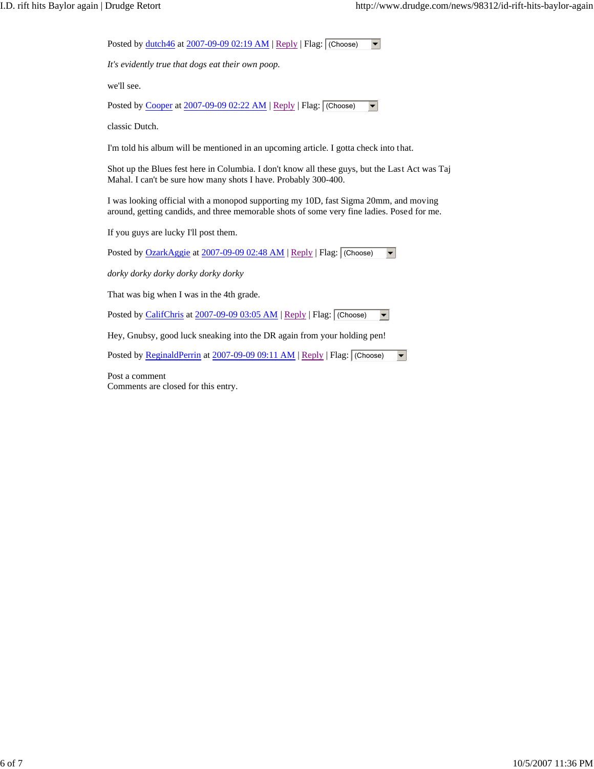Posted by dutch46 at 2007-09-09 02:19 AM | Reply | Flag: (Choose)

*It's evidently true that dogs eat their own poop.*

we'll see.

Posted by Cooper at 2007-09-09 02:22 AM | Reply | Flag: (Choose)

classic Dutch.

I'm told his album will be mentioned in an upcoming article. I gotta check into that.

Shot up the Blues fest here in Columbia. I don't know all these guys, but the Last Act was Taj Mahal. I can't be sure how many shots I have. Probably 300-400.

I was looking official with a monopod supporting my 10D, fast Sigma 20mm, and moving around, getting candids, and three memorable shots of some very fine ladies. Posed for me.

If you guys are lucky I'll post them.

Posted by OzarkAggie at 2007-09-09 02:48 AM | Reply | Flag: (Choose)

*dorky dorky dorky dorky dorky dorky*

That was big when I was in the 4th grade.

Posted by CalifChris at 2007-09-09 03:05 AM | Reply | Flag: (Choose)

Hey, Gnubsy, good luck sneaking into the DR again from your holding pen!

Posted by ReginaldPerrin at 2007-09-09 09:11 AM | Reply | Flag: (Choose)

Post a comment
Comments are closed for this entry.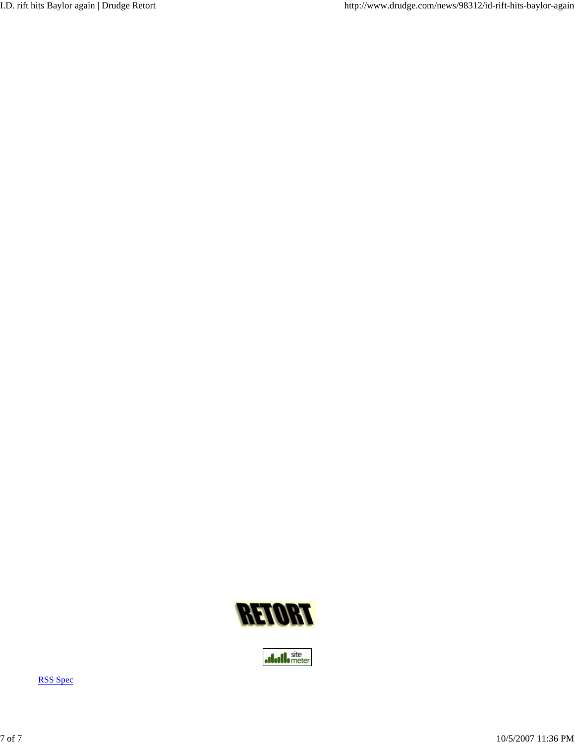RSS Spec